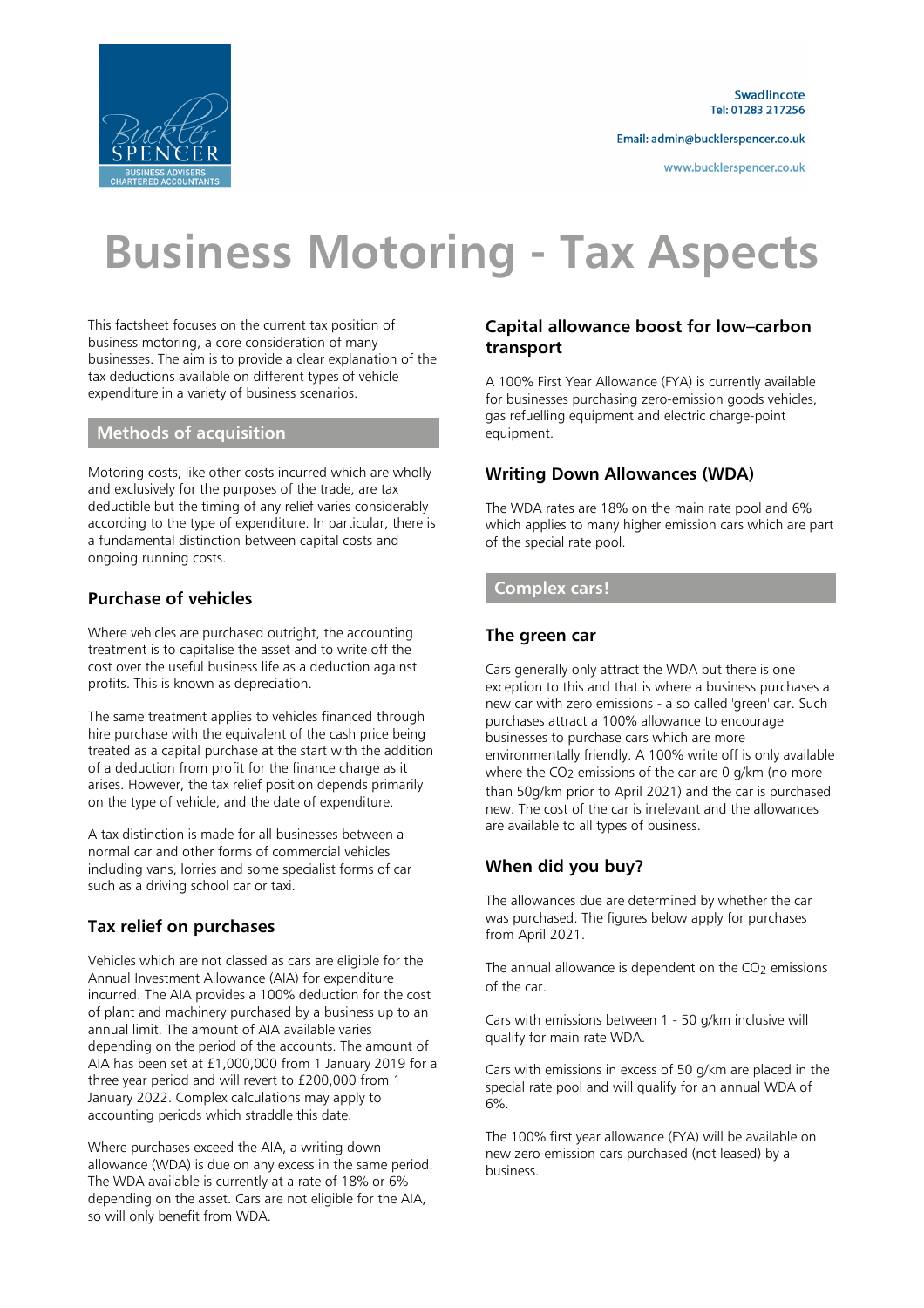Swadlincote
Tel: 01283 217256

Email: admin@bucklerspencer.co.uk

www.bucklerspencer.co.uk

# Business Motoring - Tax Aspects

This factsheet focuses on the current tax position of business motoring, a core consideration of many businesses. The aim is to provide a clear explanation of the tax deductions available on different types of vehicle expenditure in a variety of business scenarios.

## Methods of acquisition

Motoring costs, like other costs incurred which are wholly and exclusively for the purposes of the trade, are tax deductible but the timing of any relief varies considerably according to the type of expenditure. In particular, there is a fundamental distinction between capital costs and ongoing running costs.

### Purchase of vehicles

Where vehicles are purchased outright, the accounting treatment is to capitalise the asset and to write off the cost over the useful business life as a deduction against profits. This is known as depreciation.

The same treatment applies to vehicles financed through hire purchase with the equivalent of the cash price being treated as a capital purchase at the start with the addition of a deduction from profit for the finance charge as it arises. However, the tax relief position depends primarily on the type of vehicle, and the date of expenditure.

A tax distinction is made for all businesses between a normal car and other forms of commercial vehicles including vans, lorries and some specialist forms of car such as a driving school car or taxi.

### Tax relief on purchases

Vehicles which are not classed as cars are eligible for the Annual Investment Allowance (AIA) for expenditure incurred. The AIA provides a 100% deduction for the cost of plant and machinery purchased by a business up to an annual limit. The amount of AIA available varies depending on the period of the accounts. The amount of AIA has been set at £1,000,000 from 1 January 2019 for a three year period and will revert to £200,000 from 1 January 2022. Complex calculations may apply to accounting periods which straddle this date.

Where purchases exceed the AIA, a writing down allowance (WDA) is due on any excess in the same period. The WDA available is currently at a rate of 18% or 6% depending on the asset. Cars are not eligible for the AIA, so will only benefit from WDA.

### Capital allowance boost for low–carbon transport

A 100% First Year Allowance (FYA) is currently available for businesses purchasing zero-emission goods vehicles, gas refuelling equipment and electric charge-point equipment.

### Writing Down Allowances (WDA)

The WDA rates are 18% on the main rate pool and 6% which applies to many higher emission cars which are part of the special rate pool.

## Complex cars!

### The green car

Cars generally only attract the WDA but there is one exception to this and that is where a business purchases a new car with zero emissions - a so called 'green' car. Such purchases attract a 100% allowance to encourage businesses to purchase cars which are more environmentally friendly. A 100% write off is only available where the $CO_2$ emissions of the car are 0 g/km (no more than 50g/km prior to April 2021) and the car is purchased new. The cost of the car is irrelevant and the allowances are available to all types of business.

### When did you buy?

The allowances due are determined by whether the car was purchased. The figures below apply for purchases from April 2021.

The annual allowance is dependent on the $CO_2$ emissions of the car.

Cars with emissions between 1 - 50 g/km inclusive will qualify for main rate WDA.

Cars with emissions in excess of 50 g/km are placed in the special rate pool and will qualify for an annual WDA of 6%.

The 100% first year allowance (FYA) will be available on new zero emission cars purchased (not leased) by a business.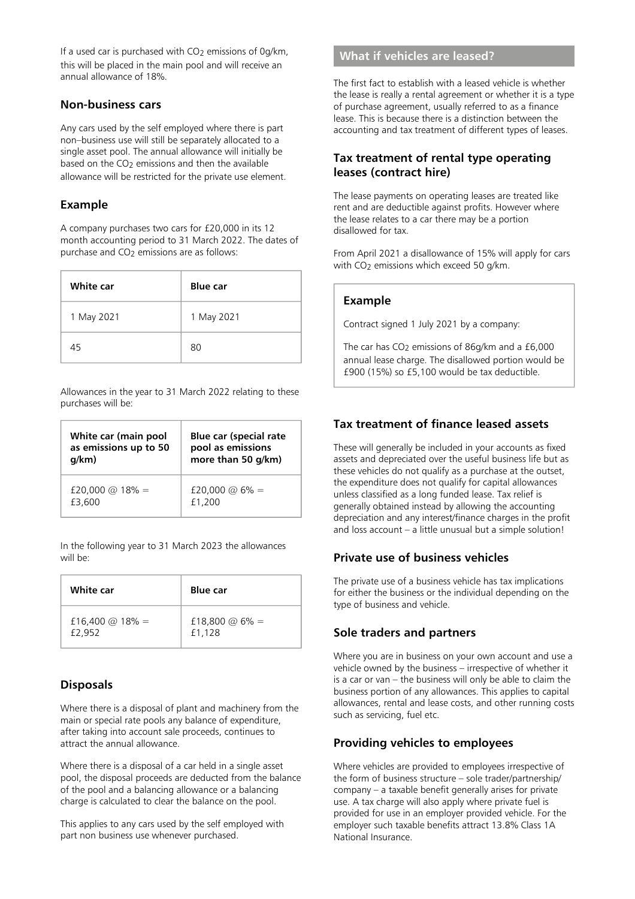If a used car is purchased with $CO_2$ emissions of 0g/km, this will be placed in the main pool and will receive an annual allowance of 18%.

### Non-business cars

Any cars used by the self employed where there is part non–business use will still be separately allocated to a single asset pool. The annual allowance will initially be based on the $CO_2$ emissions and then the available allowance will be restricted for the private use element.

### Example

A company purchases two cars for £20,000 in its 12 month accounting period to 31 March 2022. The dates of purchase and $CO_2$ emissions are as follows:

| White car | Blue car |
|---|---|
| 1 May 2021 | 1 May 2021 |
| 45 | 80 |

Allowances in the year to 31 March 2022 relating to these purchases will be:

| White car (main pool as emissions up to 50 g/km) | Blue car (special rate pool as emissions more than 50 g/km) |
|---|---|
| £20,000 @ 18% = £3,600 | £20,000 @ 6% = £1,200 |

In the following year to 31 March 2023 the allowances will be:

| White car | Blue car |
|---|---|
| £16,400 @ 18% = £2,952 | £18,800 @ 6% = £1,128 |

### Disposals

Where there is a disposal of plant and machinery from the main or special rate pools any balance of expenditure, after taking into account sale proceeds, continues to attract the annual allowance.

Where there is a disposal of a car held in a single asset pool, the disposal proceeds are deducted from the balance of the pool and a balancing allowance or a balancing charge is calculated to clear the balance on the pool.

This applies to any cars used by the self employed with part non business use whenever purchased.

## What if vehicles are leased?

The first fact to establish with a leased vehicle is whether the lease is really a rental agreement or whether it is a type of purchase agreement, usually referred to as a finance lease. This is because there is a distinction between the accounting and tax treatment of different types of leases.

### Tax treatment of rental type operating leases (contract hire)

The lease payments on operating leases are treated like rent and are deductible against profits. However where the lease relates to a car there may be a portion disallowed for tax.

From April 2021 a disallowance of 15% will apply for cars with $CO_2$ emissions which exceed 50 g/km.

### Example

Contract signed 1 July 2021 by a company:

The car has $CO_2$ emissions of 86g/km and a £6,000 annual lease charge. The disallowed portion would be £900 (15%) so £5,100 would be tax deductible.

### Tax treatment of finance leased assets

These will generally be included in your accounts as fixed assets and depreciated over the useful business life but as these vehicles do not qualify as a purchase at the outset, the expenditure does not qualify for capital allowances unless classified as a long funded lease. Tax relief is generally obtained instead by allowing the accounting depreciation and any interest/finance charges in the profit and loss account – a little unusual but a simple solution!

### Private use of business vehicles

The private use of a business vehicle has tax implications for either the business or the individual depending on the type of business and vehicle.

### Sole traders and partners

Where you are in business on your own account and use a vehicle owned by the business – irrespective of whether it is a car or van – the business will only be able to claim the business portion of any allowances. This applies to capital allowances, rental and lease costs, and other running costs such as servicing, fuel etc.

### Providing vehicles to employees

Where vehicles are provided to employees irrespective of the form of business structure – sole trader/partnership/company – a taxable benefit generally arises for private use. A tax charge will also apply where private fuel is provided for use in an employer provided vehicle. For the employer such taxable benefits attract 13.8% Class 1A National Insurance.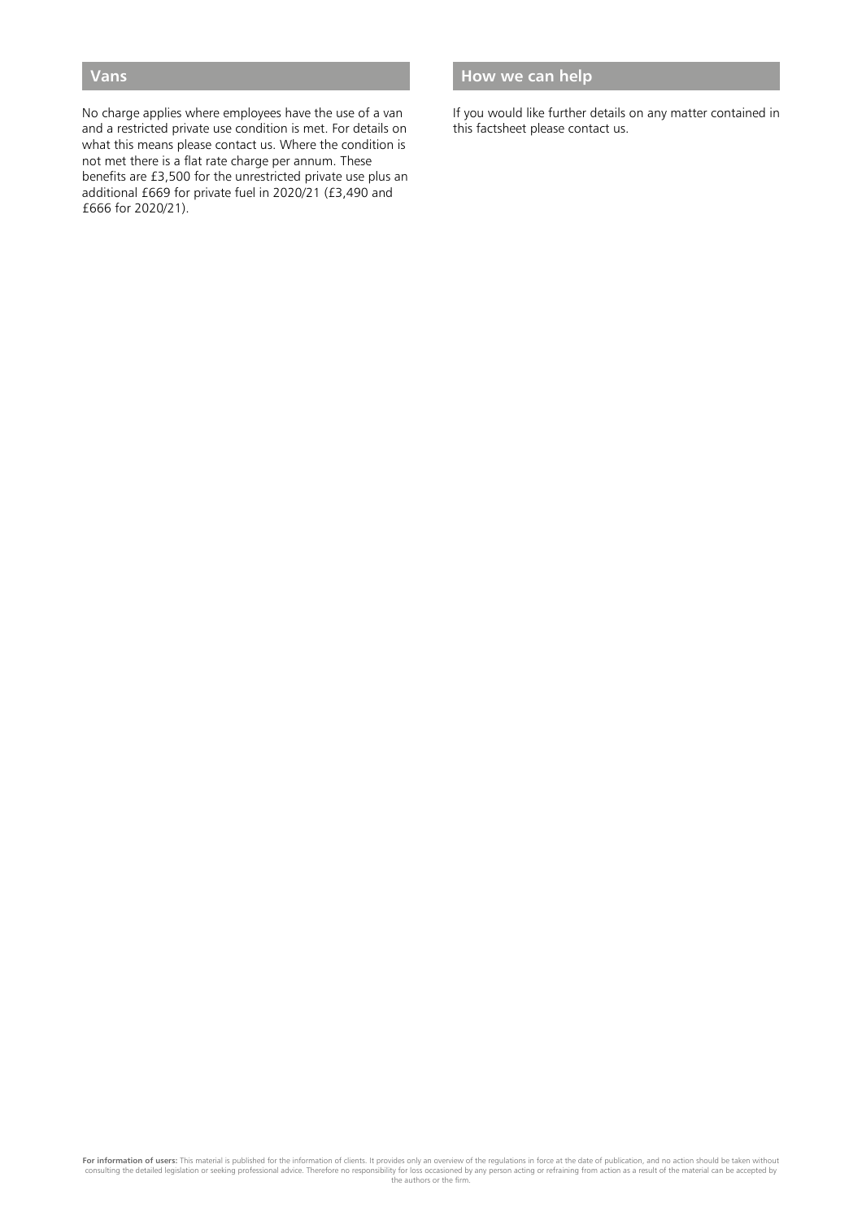## Vans

No charge applies where employees have the use of a van and a restricted private use condition is met. For details on what this means please contact us. Where the condition is not met there is a flat rate charge per annum. These benefits are £3,500 for the unrestricted private use plus an additional £669 for private fuel in 2020/21 (£3,490 and £666 for 2020/21).

## How we can help

If you would like further details on any matter contained in this factsheet please contact us.

**For information of users:** This material is published for the information of clients. It provides only an overview of the regulations in force at the date of publication, and no action should be taken without consulting the detailed legislation or seeking professional advice. Therefore no responsibility for loss occasioned by any person acting or refraining from action as a result of the material can be accepted by the authors or the firm.